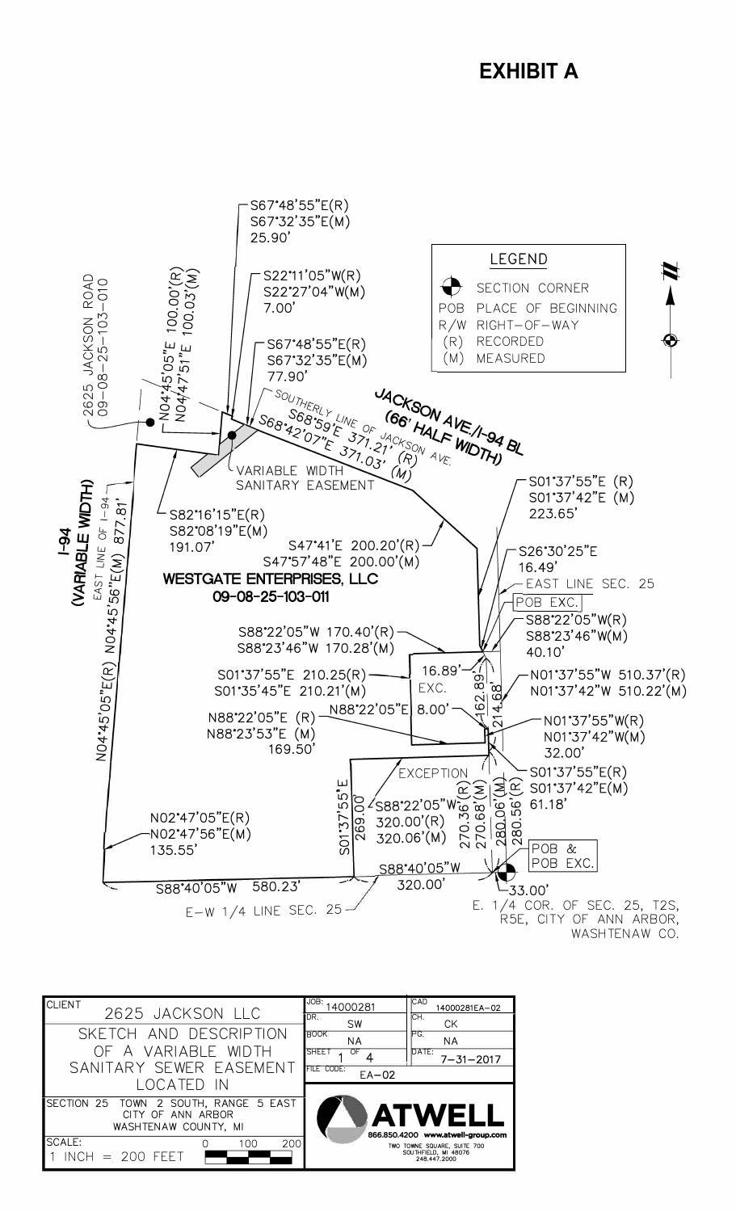# EXHIBIT A

LEGEND

- SECTION CORNER
- POB PLACE OF BEGINNING
- R/W RIGHT-OF-WAY
- (R) RECORDED
- (M) MEASURED

2625 JACKSON ROAD
09-08-25-103-010

N04°45'05"E 100.00'(R)
N04°47'51"E 100.03'(M)

S67°48'55"E(R)
S67°32'35"E(M)
25.90'

S22°11'05"W(R)
S22°27'04"W(M)
7.00'

S67°48'55"E(R)
S67°32'35"E(M)
77.90'

SOUTHERLY LINE OF JACKSON AVE.
S68°59'E 371.21' (R)
S68°42'07"E 371.03' (M)

JACKSON AVE./I-94 BL
(66' HALF WIDTH)

VARIABLE WIDTH SANITARY EASEMENT

S82°16'15"E(R)
S82°08'19"E(M)
191.07'

I-94
(VARIABLE WIDTH)

EAST LINE OF I-94
N04°45'56"E(M) 877.81'
N04°45'05"E(R)

S47°41'E 200.20'(R)
S47°57'48"E 200.00'(M)

WESTGATE ENTERPRISES, LLC
09-08-25-103-011

S01°37'55"E (R)
S01°37'42"E (M)
223.65'

S26°30'25"E
16.49'

EAST LINE SEC. 25

POB EXC.

S88°22'05"W(R)
S88°23'46"W(M)
40.10'

S88°22'05"W 170.40'(R)
S88°23'46"W 170.28'(M)

S01°37'55"E 210.25(R)
S01°35'45"E 210.21'(M)

16.89'
EXC.
162.89'
214.68'

N01°37'55"W 510.37'(R)
N01°37'42"W 510.22'(M)

N88°22'05"E (R)
N88°23'53"E (M)
169.50'

N88°22'05"E 8.00'

N01°37'55"W(R)
N01°37'42"W(M)
32.00'

EXCEPTION

S01°37'55"E 269.00'

S88°22'05"W
320.00'(R)
320.06'(M)

270.36'(R)
270.68'(M)
280.06'(M)
280.56'(R)

S01°37'55"E(R)
S01°37'42"E(M)
61.18'

N02°47'05"E(R)
N02°47'56"E(M)
135.55'

S88°40'05"W 580.23'

S88°40'05"W
320.00'

33.00'

POB & POB EXC.

E-W 1/4 LINE SEC. 25

E. 1/4 COR. OF SEC. 25, T2S, R5E, CITY OF ANN ARBOR, WASHTENAW CO.

| | | |
|---|---|---|
| CLIENT: 2625 JACKSON LLC | JOB: 14000281 | CAD: 14000281EA-02 |
| SKETCH AND DESCRIPTION OF A VARIABLE WIDTH SANITARY SEWER EASEMENT LOCATED IN | DR.: SW | CH.: CK |
| | BOOK: NA | PG.: NA |
| | SHEET 1 OF 4 | DATE: 7-31-2017 |
| | FILE CODE: EA-02 | |
| SECTION 25 TOWN 2 SOUTH, RANGE 5 EAST CITY OF ANN ARBOR WASHTENAW COUNTY, MI | ATWELL 866.850.4200 www.atwell-group.com TWO TOWNE SQUARE, SUITE 700 SOUTHFIELD, MI 48076 248.447.2000 | |
| SCALE: 1 INCH = 200 FEET (0 100 200) | | |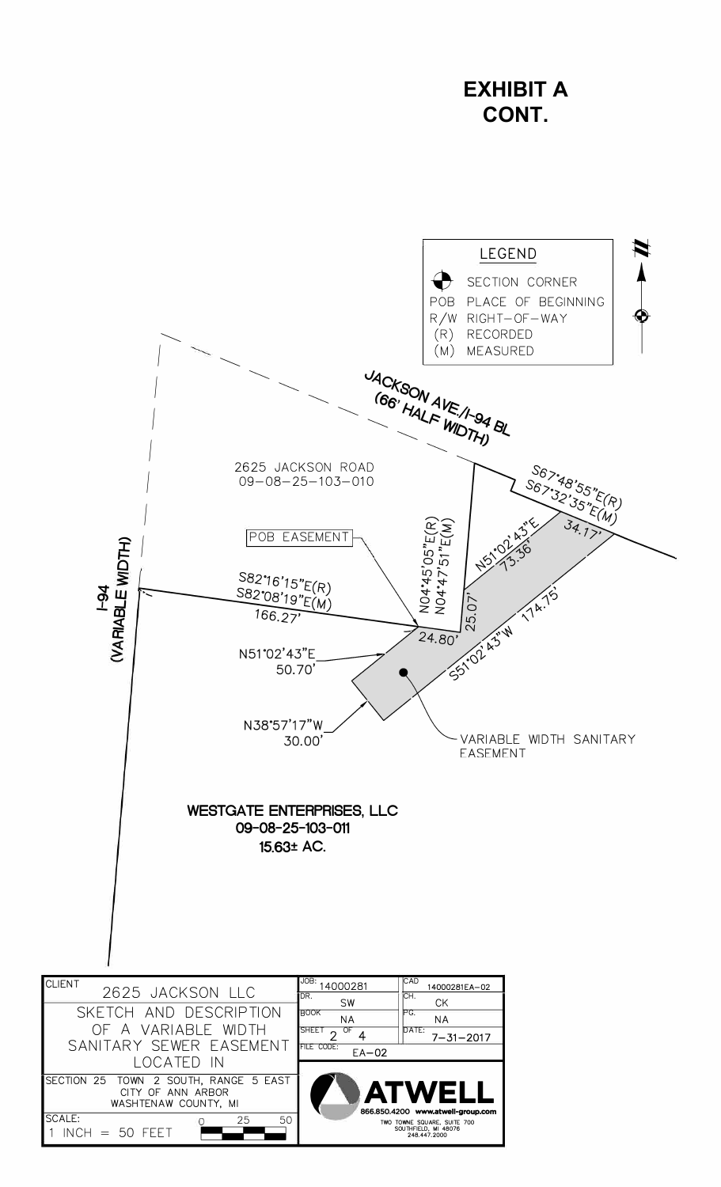# EXHIBIT A CONT.

LEGEND

SECTION CORNER
POB PLACE OF BEGINNING
R/W RIGHT-OF-WAY
(R) RECORDED
(M) MEASURED

JACKSON AVE./I-94 BL
(66' HALF WIDTH)

2625 JACKSON ROAD
09-08-25-103-010

POB EASEMENT

I-94
(VARIABLE WIDTH)

S82°16'15"E(R)
S82°08'19"E(M)
166.27'

N04°45'05"E(R)
N04°47'51"E(M)

S67°48'55"E(R)
S67°32'35"E(M)

34.17'

N51°02'43"E
73.36'

25.07'

24.80'

S51°02'43"W 174.75'

N51°02'43"E
50.70'

N38°57'17"W
30.00'

VARIABLE WIDTH SANITARY EASEMENT

WESTGATE ENTERPRISES, LLC
09-08-25-103-011
15.63± AC.

| | | |
|---|---|---|
| CLIENT: 2625 JACKSON LLC | JOB: 14000281 | CAD: 14000281EA-02 |
| SKETCH AND DESCRIPTION OF A VARIABLE WIDTH SANITARY SEWER EASEMENT LOCATED IN | DR.: SW | CH.: CK |
| | BOOK: NA | PG.: NA |
| | SHEET 2 OF 4 | DATE: 7-31-2017 |
| | FILE CODE: EA-02 | |
| SECTION 25 TOWN 2 SOUTH, RANGE 5 EAST CITY OF ANN ARBOR WASHTENAW COUNTY, MI | ATWELL 866.850.4200 www.atwell-group.com TWO TOWNE SQUARE, SUITE 700 SOUTHFIELD, MI 48076 248.447.2000 | |
| SCALE: 1 INCH = 50 FEET (0 25 50) | | |